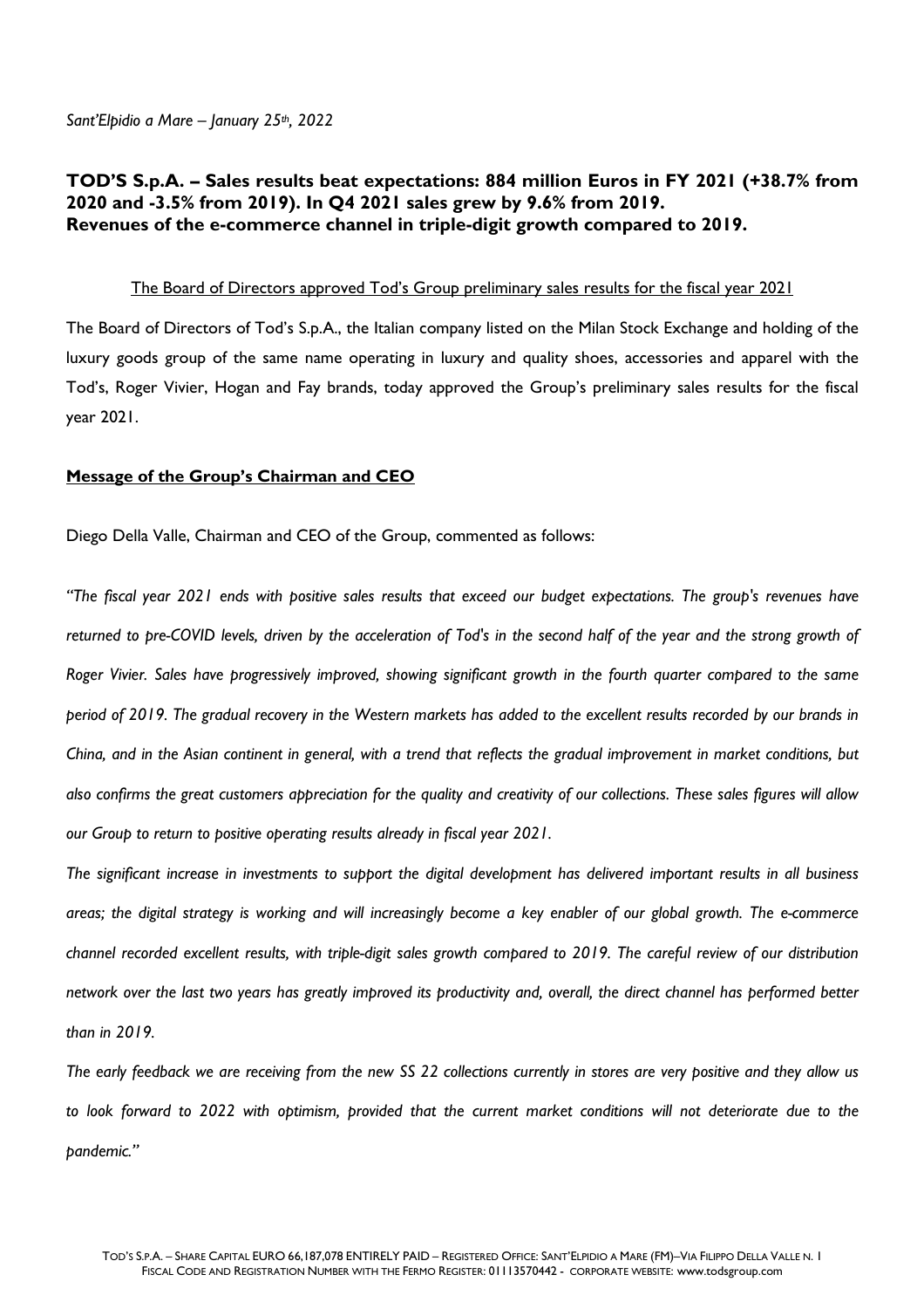*Sant'Elpidio a Mare – January 25th, 2022*

# TOD'S S.p.A. – Sales results beat expectations: 884 million Euros in FY 2021 (+38.7% from 2020 and -3.5% from 2019). In Q4 2021 sales grew by 9.6% from 2019. Revenues of the e-commerce channel in triple-digit growth compared to 2019.

The Board of Directors approved Tod's Group preliminary sales results for the fiscal year 2021

The Board of Directors of Tod's S.p.A., the Italian company listed on the Milan Stock Exchange and holding of the luxury goods group of the same name operating in luxury and quality shoes, accessories and apparel with the Tod's, Roger Vivier, Hogan and Fay brands, today approved the Group's preliminary sales results for the fiscal year 2021.

## Message of the Group's Chairman and CEO

Diego Della Valle, Chairman and CEO of the Group, commented as follows:

*"The fiscal year 2021 ends with positive sales results that exceed our budget expectations. The group's revenues have returned to pre-COVID levels, driven by the acceleration of Tod's in the second half of the year and the strong growth of Roger Vivier. Sales have progressively improved, showing significant growth in the fourth quarter compared to the same period of 2019. The gradual recovery in the Western markets has added to the excellent results recorded by our brands in China, and in the Asian continent in general, with a trend that reflects the gradual improvement in market conditions, but also confirms the great customers appreciation for the quality and creativity of our collections. These sales figures will allow our Group to return to positive operating results already in fiscal year 2021.*

*The significant increase in investments to support the digital development has delivered important results in all business areas; the digital strategy is working and will increasingly become a key enabler of our global growth. The e-commerce channel recorded excellent results, with triple-digit sales growth compared to 2019. The careful review of our distribution network over the last two years has greatly improved its productivity and, overall, the direct channel has performed better than in 2019.*

*The early feedback we are receiving from the new SS 22 collections currently in stores are very positive and they allow us to look forward to 2022 with optimism, provided that the current market conditions will not deteriorate due to the pandemic."*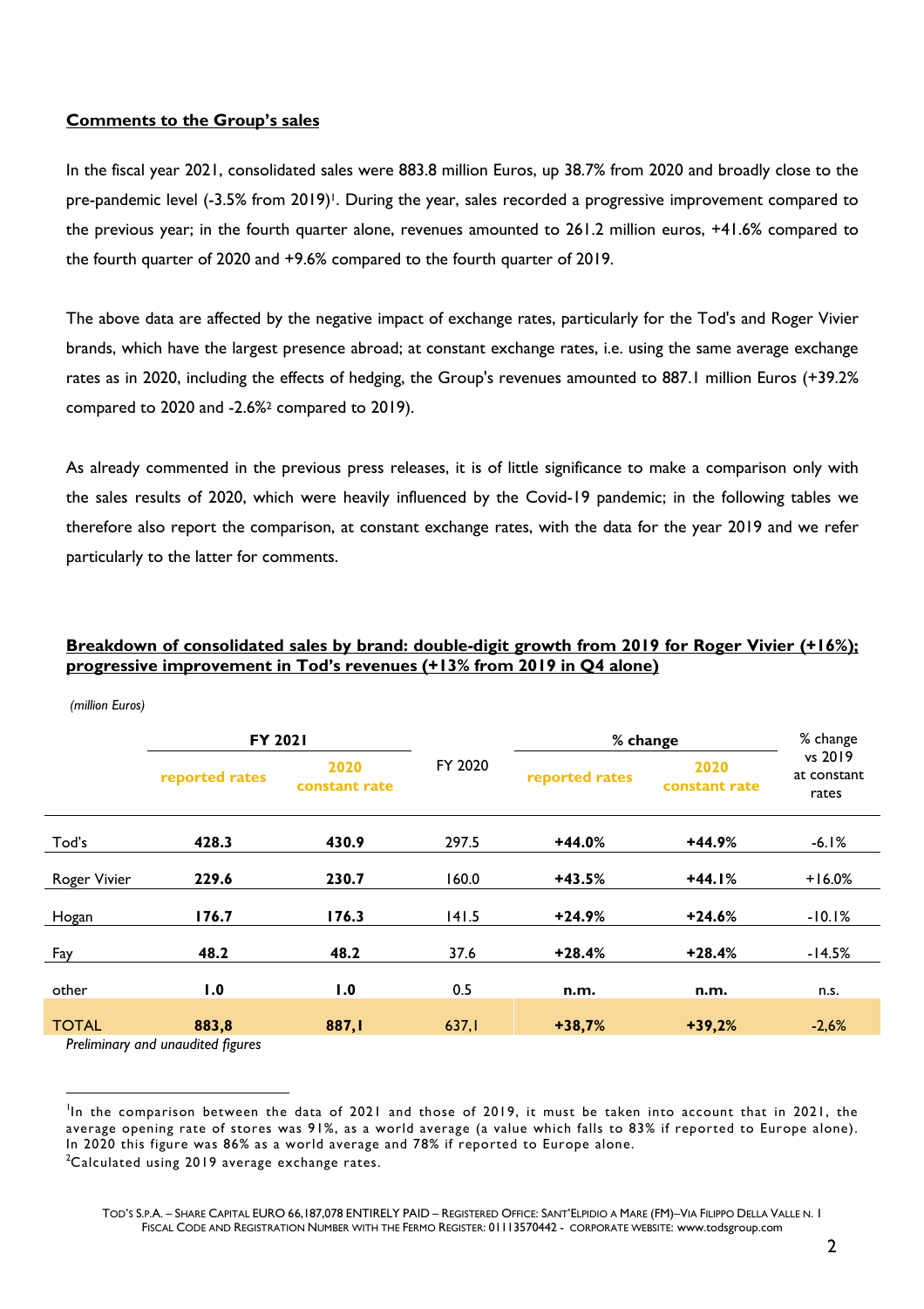**Comments to the Group's sales**

In the fiscal year 2021, consolidated sales were 883.8 million Euros, up 38.7% from 2020 and broadly close to the pre-pandemic level (-3.5% from 2019)[1]. During the year, sales recorded a progressive improvement compared to the previous year; in the fourth quarter alone, revenues amounted to 261.2 million euros, +41.6% compared to the fourth quarter of 2020 and +9.6% compared to the fourth quarter of 2019.

The above data are affected by the negative impact of exchange rates, particularly for the Tod's and Roger Vivier brands, which have the largest presence abroad; at constant exchange rates, i.e. using the same average exchange rates as in 2020, including the effects of hedging, the Group's revenues amounted to 887.1 million Euros (+39.2% compared to 2020 and -2.6%[2] compared to 2019).

As already commented in the previous press releases, it is of little significance to make a comparison only with the sales results of 2020, which were heavily influenced by the Covid-19 pandemic; in the following tables we therefore also report the comparison, at constant exchange rates, with the data for the year 2019 and we refer particularly to the latter for comments.

**Breakdown of consolidated sales by brand: double-digit growth from 2019 for Roger Vivier (+16%); progressive improvement in Tod's revenues (+13% from 2019 in Q4 alone)**

*(million Euros)*

| | FY 2021 | | FY 2020 | % change | | % change vs 2019 at constant rates |
|---|---|---|---|---|---|---|
| | reported rates | 2020 constant rate | | reported rates | 2020 constant rate | |
| Tod's | **428.3** | **430.9** | 297.5 | **+44.0%** | **+44.9%** | -6.1% |
| Roger Vivier | **229.6** | **230.7** | 160.0 | **+43.5%** | **+44.1%** | +16.0% |
| Hogan | **176.7** | **176.3** | 141.5 | **+24.9%** | **+24.6%** | -10.1% |
| Fay | **48.2** | **48.2** | 37.6 | **+28.4%** | **+28.4%** | -14.5% |
| other | **1.0** | **1.0** | 0.5 | **n.m.** | **n.m.** | n.s. |
| TOTAL | **883,8** | **887,1** | 637,1 | **+38,7%** | **+39,2%** | -2,6% |

*Preliminary and unaudited figures*

---

[1] In the comparison between the data of 2021 and those of 2019, it must be taken into account that in 2021, the average opening rate of stores was 91%, as a world average (a value which falls to 83% if reported to Europe alone). In 2020 this figure was 86% as a world average and 78% if reported to Europe alone.

[2] Calculated using 2019 average exchange rates.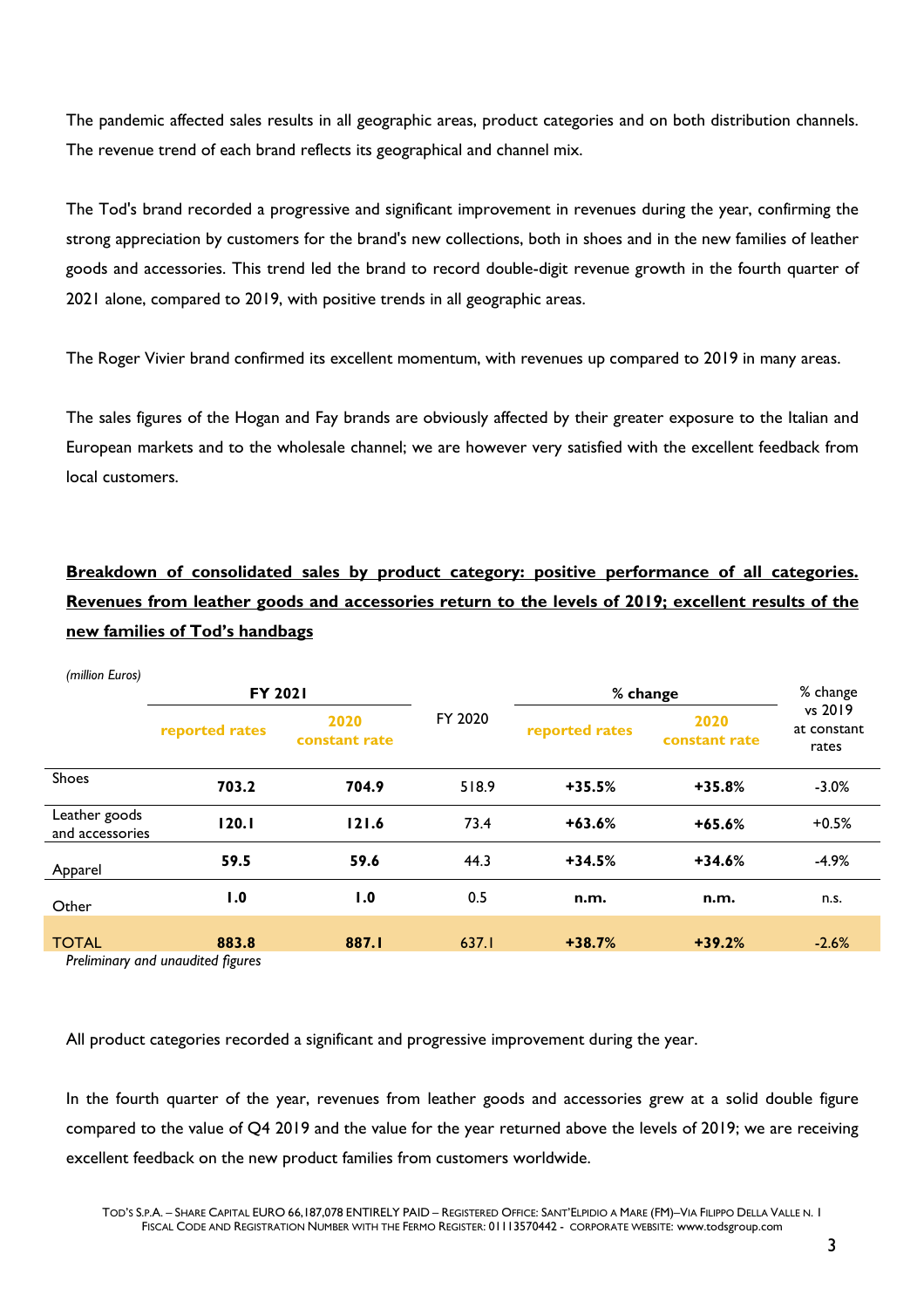The pandemic affected sales results in all geographic areas, product categories and on both distribution channels. The revenue trend of each brand reflects its geographical and channel mix.

The Tod's brand recorded a progressive and significant improvement in revenues during the year, confirming the strong appreciation by customers for the brand's new collections, both in shoes and in the new families of leather goods and accessories. This trend led the brand to record double-digit revenue growth in the fourth quarter of 2021 alone, compared to 2019, with positive trends in all geographic areas.

The Roger Vivier brand confirmed its excellent momentum, with revenues up compared to 2019 in many areas.

The sales figures of the Hogan and Fay brands are obviously affected by their greater exposure to the Italian and European markets and to the wholesale channel; we are however very satisfied with the excellent feedback from local customers.

**Breakdown of consolidated sales by product category: positive performance of all categories. Revenues from leather goods and accessories return to the levels of 2019; excellent results of the new families of Tod's handbags**

*(million Euros)*

| | FY 2021 | | FY 2020 | % change | | % change vs 2019 at constant rates |
|---|---|---|---|---|---|---|
| | reported rates | 2020 constant rate | | reported rates | 2020 constant rate | |
| Shoes | **703.2** | **704.9** | 518.9 | **+35.5%** | **+35.8%** | -3.0% |
| Leather goods and accessories | **120.1** | **121.6** | 73.4 | **+63.6%** | **+65.6%** | +0.5% |
| Apparel | **59.5** | **59.6** | 44.3 | **+34.5%** | **+34.6%** | -4.9% |
| Other | **1.0** | **1.0** | 0.5 | **n.m.** | **n.m.** | n.s. |
| TOTAL | **883.8** | **887.1** | 637.1 | **+38.7%** | **+39.2%** | -2.6% |

*Preliminary and unaudited figures*

All product categories recorded a significant and progressive improvement during the year.

In the fourth quarter of the year, revenues from leather goods and accessories grew at a solid double figure compared to the value of Q4 2019 and the value for the year returned above the levels of 2019; we are receiving excellent feedback on the new product families from customers worldwide.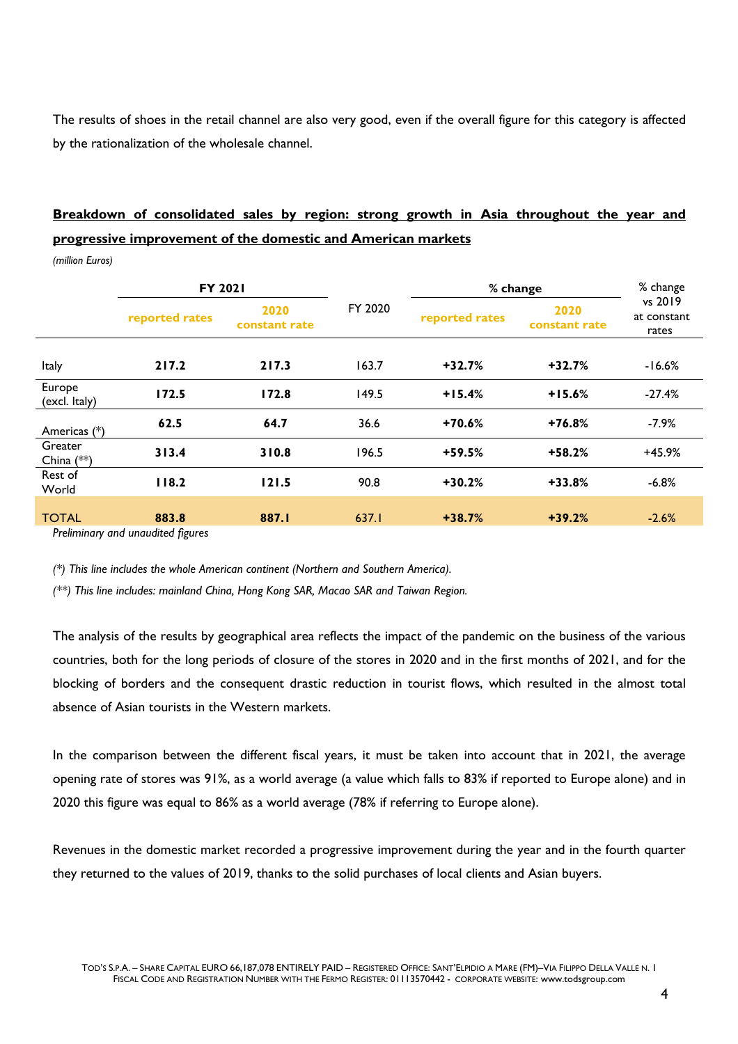The results of shoes in the retail channel are also very good, even if the overall figure for this category is affected by the rationalization of the wholesale channel.

**Breakdown of consolidated sales by region: strong growth in Asia throughout the year and progressive improvement of the domestic and American markets**

*(million Euros)*

| | FY 2021 | | FY 2020 | % change | | % change vs 2019 at constant rates |
|---|---|---|---|---|---|---|
| | reported rates | 2020 constant rate | | reported rates | 2020 constant rate | |
| Italy | **217.2** | **217.3** | 163.7 | **+32.7%** | **+32.7%** | -16.6% |
| Europe (excl. Italy) | **172.5** | **172.8** | 149.5 | **+15.4%** | **+15.6%** | -27.4% |
| Americas (*) | **62.5** | **64.7** | 36.6 | **+70.6%** | **+76.8%** | -7.9% |
| Greater China (**) | **313.4** | **310.8** | 196.5 | **+59.5%** | **+58.2%** | +45.9% |
| Rest of World | **118.2** | **121.5** | 90.8 | **+30.2%** | **+33.8%** | -6.8% |
| TOTAL | **883.8** | **887.1** | 637.1 | **+38.7%** | **+39.2%** | -2.6% |

*Preliminary and unaudited figures*

*(\*) This line includes the whole American continent (Northern and Southern America).*

*(\*\*) This line includes: mainland China, Hong Kong SAR, Macao SAR and Taiwan Region.*

The analysis of the results by geographical area reflects the impact of the pandemic on the business of the various countries, both for the long periods of closure of the stores in 2020 and in the first months of 2021, and for the blocking of borders and the consequent drastic reduction in tourist flows, which resulted in the almost total absence of Asian tourists in the Western markets.

In the comparison between the different fiscal years, it must be taken into account that in 2021, the average opening rate of stores was 91%, as a world average (a value which falls to 83% if reported to Europe alone) and in 2020 this figure was equal to 86% as a world average (78% if referring to Europe alone).

Revenues in the domestic market recorded a progressive improvement during the year and in the fourth quarter they returned to the values of 2019, thanks to the solid purchases of local clients and Asian buyers.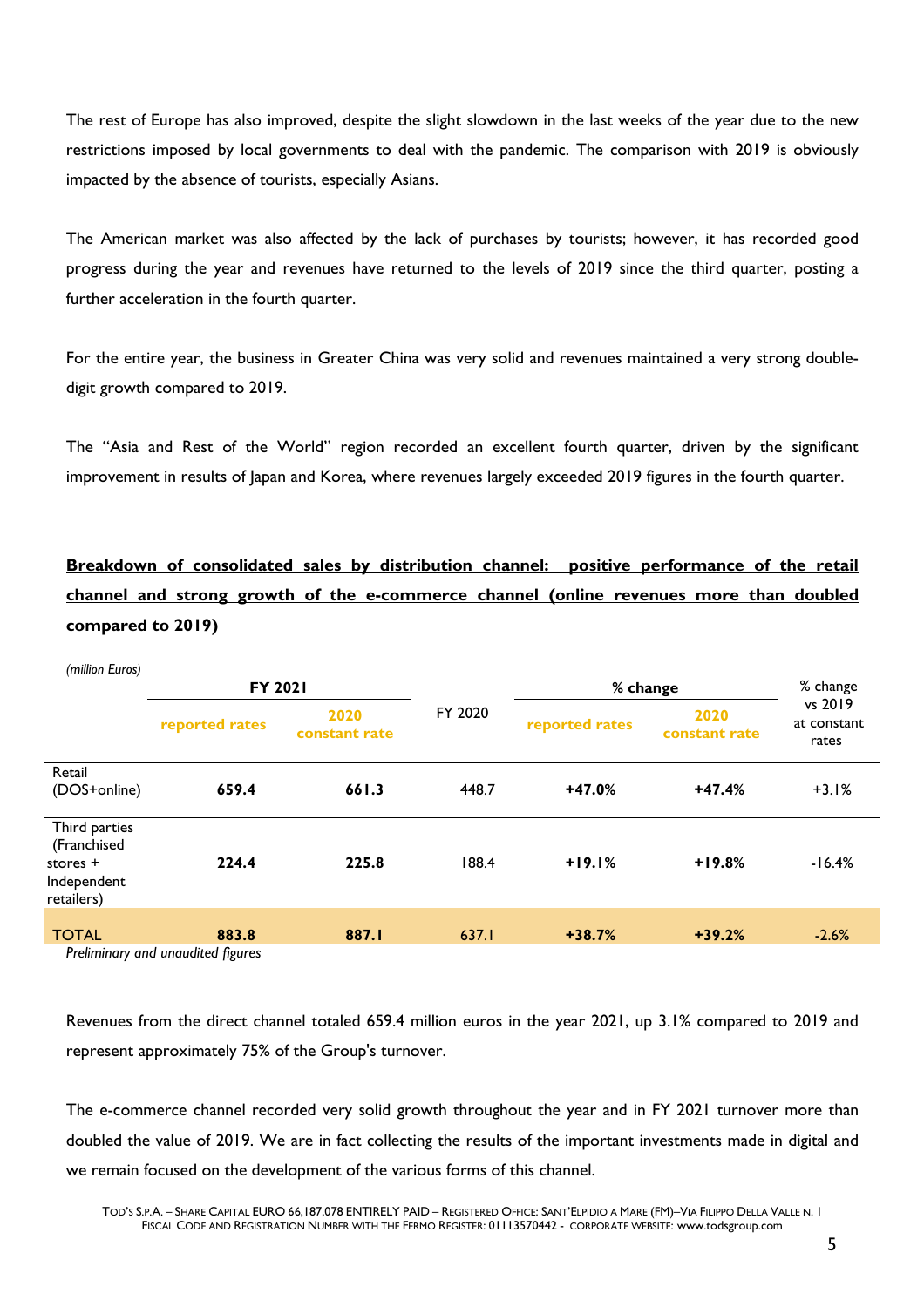The rest of Europe has also improved, despite the slight slowdown in the last weeks of the year due to the new restrictions imposed by local governments to deal with the pandemic. The comparison with 2019 is obviously impacted by the absence of tourists, especially Asians.

The American market was also affected by the lack of purchases by tourists; however, it has recorded good progress during the year and revenues have returned to the levels of 2019 since the third quarter, posting a further acceleration in the fourth quarter.

For the entire year, the business in Greater China was very solid and revenues maintained a very strong double-digit growth compared to 2019.

The "Asia and Rest of the World" region recorded an excellent fourth quarter, driven by the significant improvement in results of Japan and Korea, where revenues largely exceeded 2019 figures in the fourth quarter.

**Breakdown of consolidated sales by distribution channel: positive performance of the retail channel and strong growth of the e-commerce channel (online revenues more than doubled compared to 2019)**

*(million Euros)*

| | FY 2021 | | FY 2020 | % change | | % change vs 2019 at constant rates |
|---|---|---|---|---|---|---|
| | reported rates | 2020 constant rate | | reported rates | 2020 constant rate | |
| Retail (DOS+online) | **659.4** | **661.3** | 448.7 | **+47.0%** | **+47.4%** | +3.1% |
| Third parties (Franchised stores + Independent retailers) | **224.4** | **225.8** | 188.4 | **+19.1%** | **+19.8%** | -16.4% |
| TOTAL | **883.8** | **887.1** | 637.1 | **+38.7%** | **+39.2%** | -2.6% |

*Preliminary and unaudited figures*

Revenues from the direct channel totaled 659.4 million euros in the year 2021, up 3.1% compared to 2019 and represent approximately 75% of the Group's turnover.

The e-commerce channel recorded very solid growth throughout the year and in FY 2021 turnover more than doubled the value of 2019. We are in fact collecting the results of the important investments made in digital and we remain focused on the development of the various forms of this channel.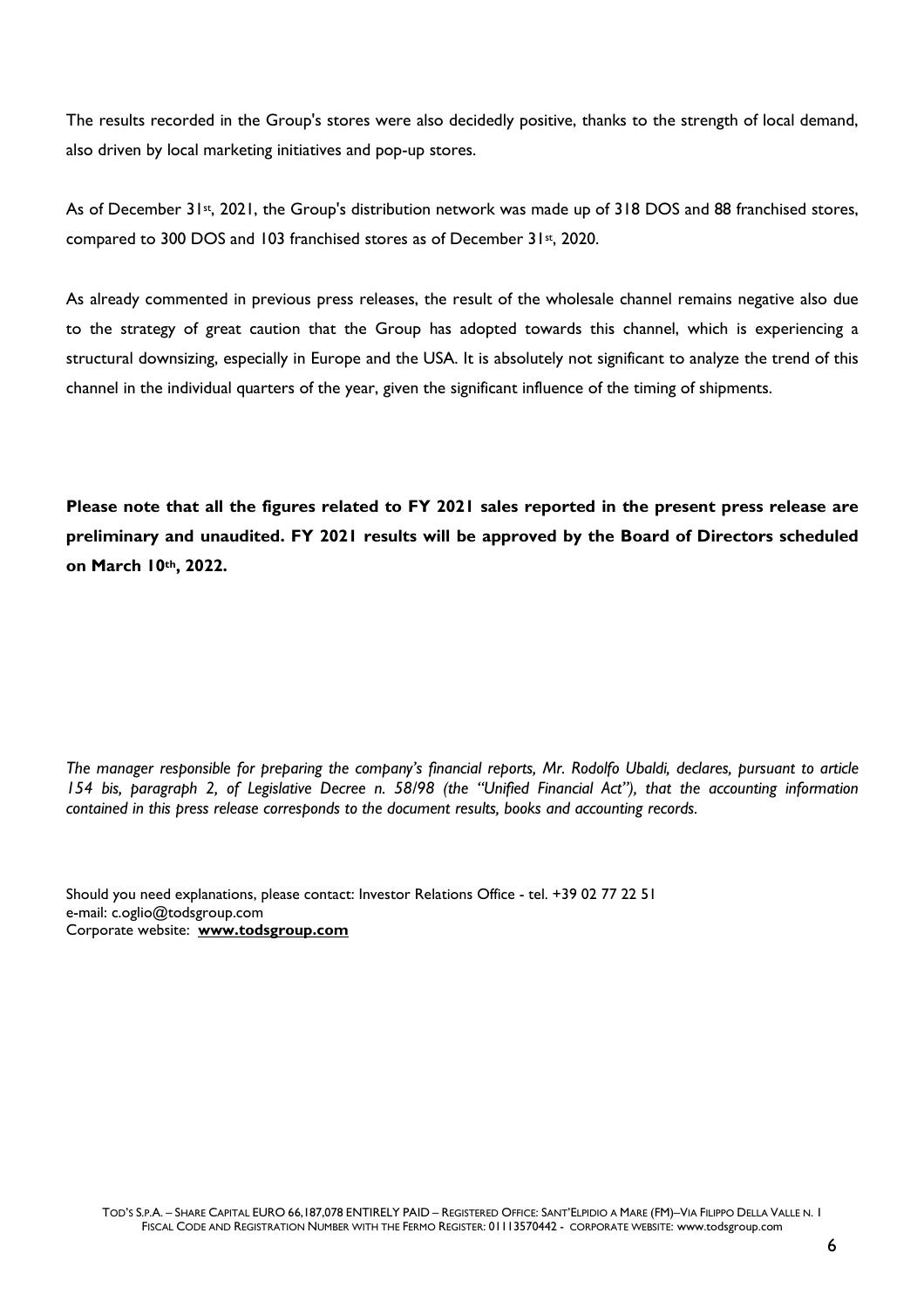The results recorded in the Group's stores were also decidedly positive, thanks to the strength of local demand, also driven by local marketing initiatives and pop-up stores.

As of December 31st, 2021, the Group's distribution network was made up of 318 DOS and 88 franchised stores, compared to 300 DOS and 103 franchised stores as of December 31st, 2020.

As already commented in previous press releases, the result of the wholesale channel remains negative also due to the strategy of great caution that the Group has adopted towards this channel, which is experiencing a structural downsizing, especially in Europe and the USA. It is absolutely not significant to analyze the trend of this channel in the individual quarters of the year, given the significant influence of the timing of shipments.

**Please note that all the figures related to FY 2021 sales reported in the present press release are preliminary and unaudited. FY 2021 results will be approved by the Board of Directors scheduled on March 10th, 2022.**

*The manager responsible for preparing the company's financial reports, Mr. Rodolfo Ubaldi, declares, pursuant to article 154 bis, paragraph 2, of Legislative Decree n. 58/98 (the "Unified Financial Act"), that the accounting information contained in this press release corresponds to the document results, books and accounting records.*

Should you need explanations, please contact: Investor Relations Office - tel. +39 02 77 22 51
e-mail: c.oglio@todsgroup.com
Corporate website: **www.todsgroup.com**

TOD'S S.P.A. – SHARE CAPITAL EURO 66,187,078 ENTIRELY PAID – REGISTERED OFFICE: SANT'ELPIDIO A MARE (FM)–VIA FILIPPO DELLA VALLE N. 1
FISCAL CODE AND REGISTRATION NUMBER WITH THE FERMO REGISTER: 01113570442 - CORPORATE WEBSITE: www.todsgroup.com